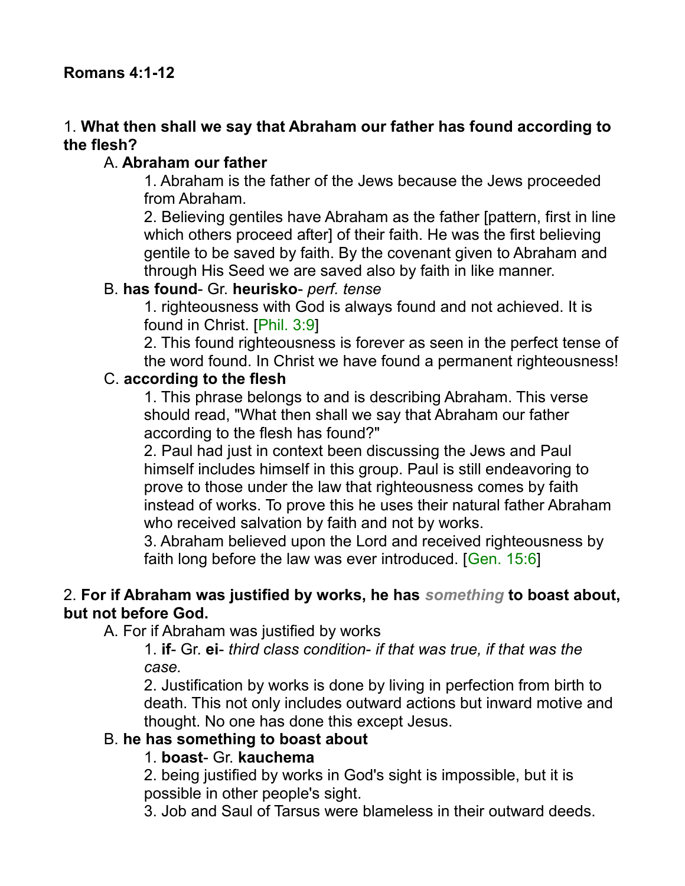**Romans 4:1-12**

1. **What then shall we say that Abraham our father has found according to the flesh?**

   A. **Abraham our father**

      1. Abraham is the father of the Jews because the Jews proceeded from Abraham.

      2. Believing gentiles have Abraham as the father [pattern, first in line which others proceed after] of their faith. He was the first believing gentile to be saved by faith. By the covenant given to Abraham and through His Seed we are saved also by faith in like manner.

   B. **has found**- Gr. **heurisko**- *perf. tense*

      1. righteousness with God is always found and not achieved. It is found in Christ. [Phil. 3:9]

      2. This found righteousness is forever as seen in the perfect tense of the word found. In Christ we have found a permanent righteousness!

   C. **according to the flesh**

      1. This phrase belongs to and is describing Abraham. This verse should read, "What then shall we say that Abraham our father according to the flesh has found?"

      2. Paul had just in context been discussing the Jews and Paul himself includes himself in this group. Paul is still endeavoring to prove to those under the law that righteousness comes by faith instead of works. To prove this he uses their natural father Abraham who received salvation by faith and not by works.

      3. Abraham believed upon the Lord and received righteousness by faith long before the law was ever introduced. [Gen. 15:6]

2. **For if Abraham was justified by works, he has *something* to boast about, but not before God.**

   A. For if Abraham was justified by works

      1. **if**- Gr. **ei**- *third class condition- if that was true, if that was the case.*

      2. Justification by works is done by living in perfection from birth to death. This not only includes outward actions but inward motive and thought. No one has done this except Jesus.

   B. **he has something to boast about**

      1. **boast**- Gr. **kauchema**

      2. being justified by works in God's sight is impossible, but it is possible in other people's sight.

      3. Job and Saul of Tarsus were blameless in their outward deeds.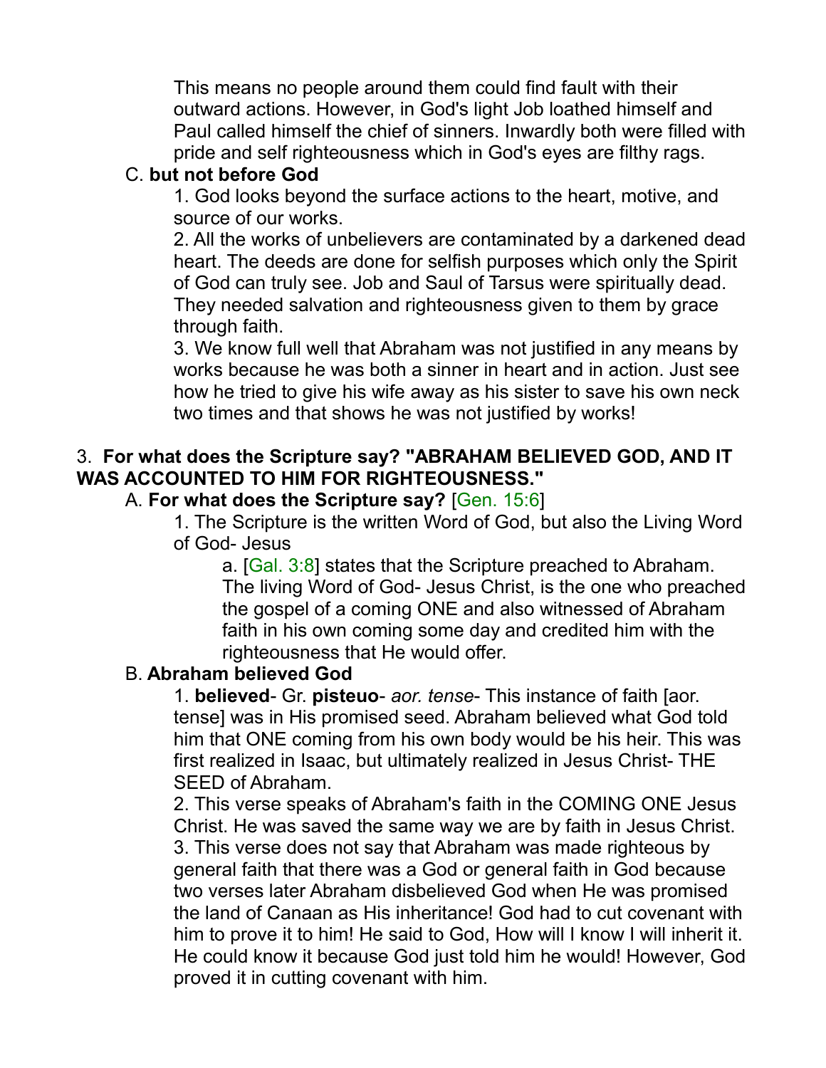This means no people around them could find fault with their outward actions. However, in God's light Job loathed himself and Paul called himself the chief of sinners. Inwardly both were filled with pride and self righteousness which in God's eyes are filthy rags.

C. **but not before God**

1. God looks beyond the surface actions to the heart, motive, and source of our works.

2. All the works of unbelievers are contaminated by a darkened dead heart. The deeds are done for selfish purposes which only the Spirit of God can truly see. Job and Saul of Tarsus were spiritually dead. They needed salvation and righteousness given to them by grace through faith.

3. We know full well that Abraham was not justified in any means by works because he was both a sinner in heart and in action. Just see how he tried to give his wife away as his sister to save his own neck two times and that shows he was not justified by works!

3. **For what does the Scripture say? "ABRAHAM BELIEVED GOD, AND IT WAS ACCOUNTED TO HIM FOR RIGHTEOUSNESS."**

A. **For what does the Scripture say?** [Gen. 15:6]

1. The Scripture is the written Word of God, but also the Living Word of God- Jesus

a. [Gal. 3:8] states that the Scripture preached to Abraham. The living Word of God- Jesus Christ, is the one who preached the gospel of a coming ONE and also witnessed of Abraham faith in his own coming some day and credited him with the righteousness that He would offer.

B. **Abraham believed God**

1. **believed**- Gr. **pisteuo**- *aor. tense*- This instance of faith [aor. tense] was in His promised seed. Abraham believed what God told him that ONE coming from his own body would be his heir. This was first realized in Isaac, but ultimately realized in Jesus Christ- THE SEED of Abraham.

2. This verse speaks of Abraham's faith in the COMING ONE Jesus Christ. He was saved the same way we are by faith in Jesus Christ.

3. This verse does not say that Abraham was made righteous by general faith that there was a God or general faith in God because two verses later Abraham disbelieved God when He was promised the land of Canaan as His inheritance! God had to cut covenant with him to prove it to him! He said to God, How will I know I will inherit it. He could know it because God just told him he would! However, God proved it in cutting covenant with him.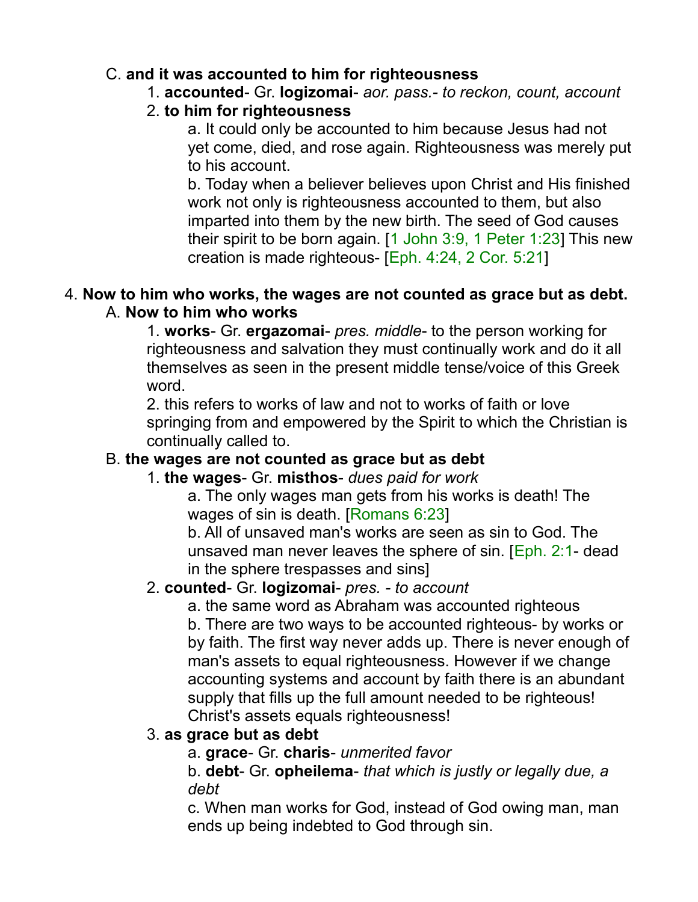C. **and it was accounted to him for righteousness**

1. **accounted**- Gr. **logizomai**- *aor. pass.- to reckon, count, account*
2. **to him for righteousness**

a. It could only be accounted to him because Jesus had not yet come, died, and rose again. Righteousness was merely put to his account.

b. Today when a believer believes upon Christ and His finished work not only is righteousness accounted to them, but also imparted into them by the new birth. The seed of God causes their spirit to be born again. [1 John 3:9, 1 Peter 1:23] This new creation is made righteous- [Eph. 4:24, 2 Cor. 5:21]

4. **Now to him who works, the wages are not counted as grace but as debt.**

A. **Now to him who works**

1. **works**- Gr. **ergazomai**- *pres. middle*- to the person working for righteousness and salvation they must continually work and do it all themselves as seen in the present middle tense/voice of this Greek word.

2. this refers to works of law and not to works of faith or love springing from and empowered by the Spirit to which the Christian is continually called to.

B. **the wages are not counted as grace but as debt**

1. **the wages**- Gr. **misthos**- *dues paid for work*

a. The only wages man gets from his works is death! The wages of sin is death. [Romans 6:23]

b. All of unsaved man's works are seen as sin to God. The unsaved man never leaves the sphere of sin. [Eph. 2:1- dead in the sphere trespasses and sins]

2. **counted**- Gr. **logizomai**- *pres. - to account*

a. the same word as Abraham was accounted righteous

b. There are two ways to be accounted righteous- by works or by faith. The first way never adds up. There is never enough of man's assets to equal righteousness. However if we change accounting systems and account by faith there is an abundant supply that fills up the full amount needed to be righteous! Christ's assets equals righteousness!

3. **as grace but as debt**

a. **grace**- Gr. **charis**- *unmerited favor*

b. **debt**- Gr. **opheilema**- *that which is justly or legally due, a debt*

c. When man works for God, instead of God owing man, man ends up being indebted to God through sin.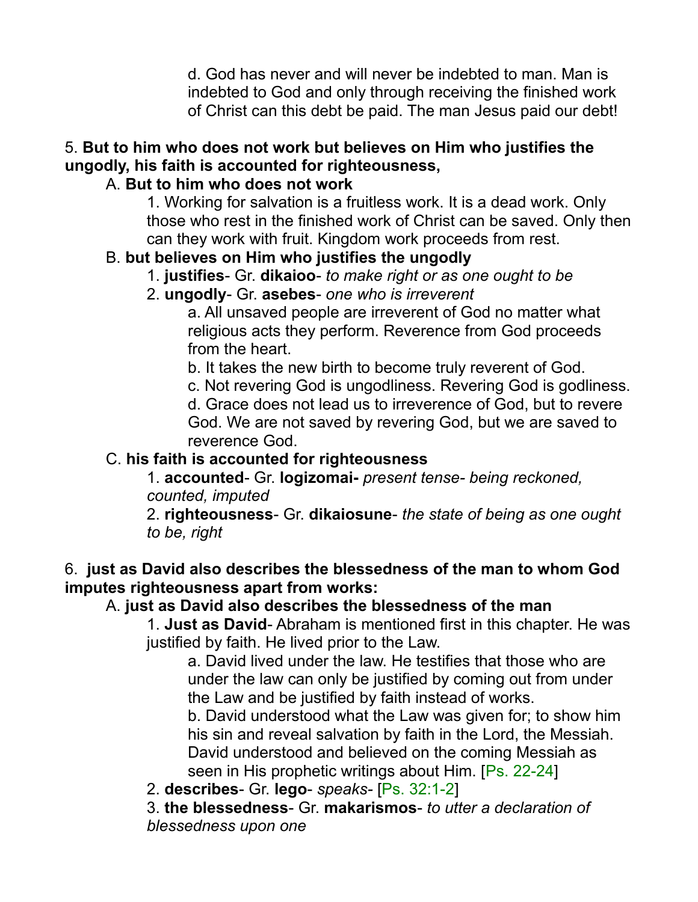d. God has never and will never be indebted to man. Man is indebted to God and only through receiving the finished work of Christ can this debt be paid. The man Jesus paid our debt!

5. **But to him who does not work but believes on Him who justifies the ungodly, his faith is accounted for righteousness,**

A. **But to him who does not work**

1. Working for salvation is a fruitless work. It is a dead work. Only those who rest in the finished work of Christ can be saved. Only then can they work with fruit. Kingdom work proceeds from rest.

B. **but believes on Him who justifies the ungodly**

1. **justifies**- Gr. **dikaioo**- *to make right or as one ought to be*

2. **ungodly**- Gr. **asebes**- *one who is irreverent*

a. All unsaved people are irreverent of God no matter what religious acts they perform. Reverence from God proceeds from the heart.

b. It takes the new birth to become truly reverent of God.

c. Not revering God is ungodliness. Revering God is godliness.

d. Grace does not lead us to irreverence of God, but to revere God. We are not saved by revering God, but we are saved to reverence God.

C. **his faith is accounted for righteousness**

1. **accounted**- Gr. **logizomai-** *present tense- being reckoned, counted, imputed*

2. **righteousness**- Gr. **dikaiosune**- *the state of being as one ought to be, right*

6. **just as David also describes the blessedness of the man to whom God imputes righteousness apart from works:**

A. **just as David also describes the blessedness of the man**

1. **Just as David**- Abraham is mentioned first in this chapter. He was justified by faith. He lived prior to the Law.

a. David lived under the law. He testifies that those who are under the law can only be justified by coming out from under the Law and be justified by faith instead of works.

b. David understood what the Law was given for; to show him his sin and reveal salvation by faith in the Lord, the Messiah. David understood and believed on the coming Messiah as seen in His prophetic writings about Him. [Ps. 22-24]

2. **describes**- Gr. **lego**- *speaks*- [Ps. 32:1-2]

3. **the blessedness**- Gr. **makarismos**- *to utter a declaration of blessedness upon one*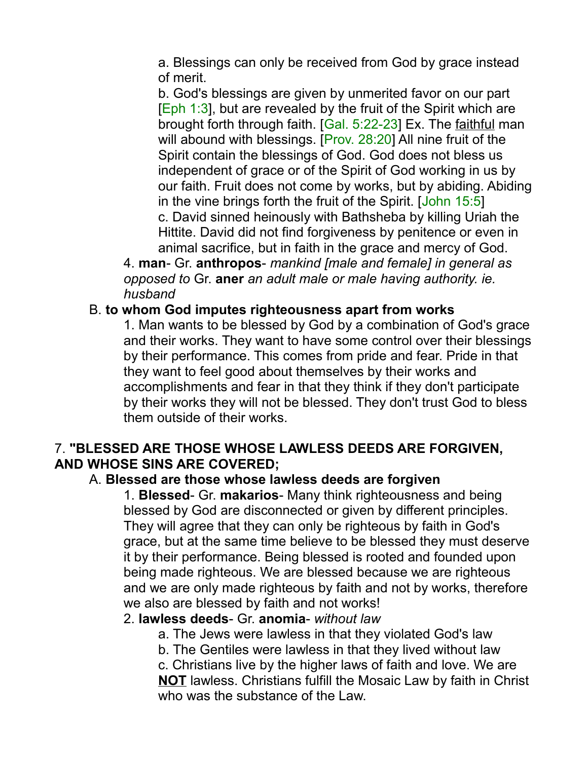a. Blessings can only be received from God by grace instead of merit.

b. God's blessings are given by unmerited favor on our part [Eph 1:3], but are revealed by the fruit of the Spirit which are brought forth through faith. [Gal. 5:22-23] Ex. The <u>faithful</u> man will abound with blessings. [Prov. 28:20] All nine fruit of the Spirit contain the blessings of God. God does not bless us independent of grace or of the Spirit of God working in us by our faith. Fruit does not come by works, but by abiding. Abiding in the vine brings forth the fruit of the Spirit. [John 15:5]

c. David sinned heinously with Bathsheba by killing Uriah the Hittite. David did not find forgiveness by penitence or even in animal sacrifice, but in faith in the grace and mercy of God.

4. **man**- Gr. **anthropos**- *mankind [male and female] in general as opposed to* Gr. **aner** *an adult male or male having authority. ie. husband*

B. **to whom God imputes righteousness apart from works**

1. Man wants to be blessed by God by a combination of God's grace and their works. They want to have some control over their blessings by their performance. This comes from pride and fear. Pride in that they want to feel good about themselves by their works and accomplishments and fear in that they think if they don't participate by their works they will not be blessed. They don't trust God to bless them outside of their works.

7. **"BLESSED ARE THOSE WHOSE LAWLESS DEEDS ARE FORGIVEN, AND WHOSE SINS ARE COVERED;**

A. **Blessed are those whose lawless deeds are forgiven**

1. **Blessed**- Gr. **makarios**- Many think righteousness and being blessed by God are disconnected or given by different principles. They will agree that they can only be righteous by faith in God's grace, but at the same time believe to be blessed they must deserve it by their performance. Being blessed is rooted and founded upon being made righteous. We are blessed because we are righteous and we are only made righteous by faith and not by works, therefore we also are blessed by faith and not works!

2. **lawless deeds**- Gr. **anomia**- *without law*

a. The Jews were lawless in that they violated God's law

b. The Gentiles were lawless in that they lived without law

c. Christians live by the higher laws of faith and love. We are <u>**NOT**</u> lawless. Christians fulfill the Mosaic Law by faith in Christ who was the substance of the Law.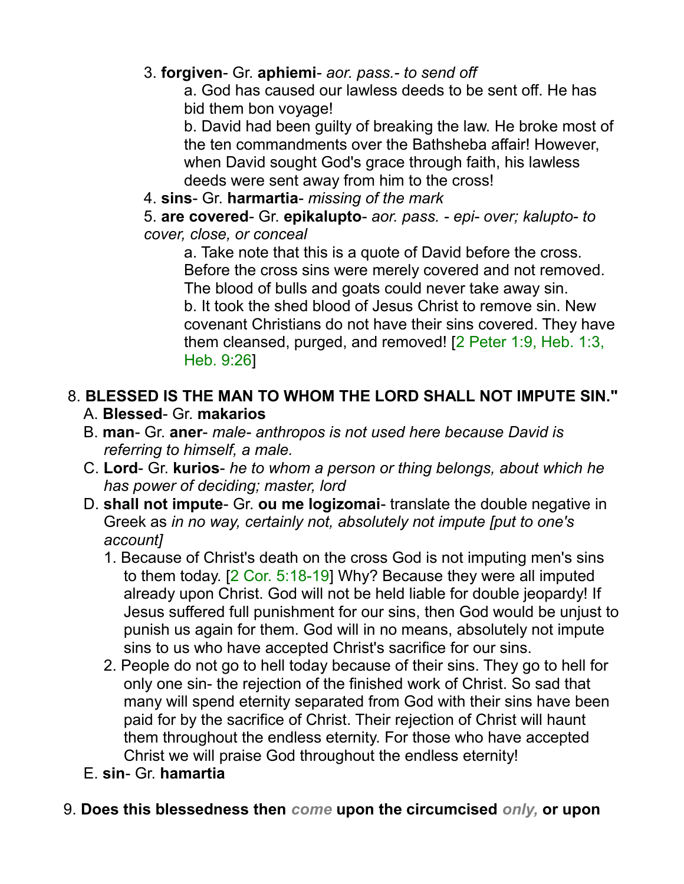3. **forgiven**- Gr. **aphiemi**- *aor. pass.- to send off*

   a. God has caused our lawless deeds to be sent off. He has bid them bon voyage!

   b. David had been guilty of breaking the law. He broke most of the ten commandments over the Bathsheba affair! However, when David sought God's grace through faith, his lawless deeds were sent away from him to the cross!

4. **sins**- Gr. **harmartia**- *missing of the mark*

5. **are covered**- Gr. **epikalupto**- *aor. pass. - epi- over; kalupto- to cover, close, or conceal*

   a. Take note that this is a quote of David before the cross. Before the cross sins were merely covered and not removed. The blood of bulls and goats could never take away sin.

   b. It took the shed blood of Jesus Christ to remove sin. New covenant Christians do not have their sins covered. They have them cleansed, purged, and removed! [2 Peter 1:9, Heb. 1:3, Heb. 9:26]

8. **BLESSED IS THE MAN TO WHOM THE LORD SHALL NOT IMPUTE SIN."**

   A. **Blessed**- Gr. **makarios**

   B. **man**- Gr. **aner**- *male- anthropos is not used here because David is referring to himself, a male.*

   C. **Lord**- Gr. **kurios**- *he to whom a person or thing belongs, about which he has power of deciding; master, lord*

   D. **shall not impute**- Gr. **ou me logizomai**- translate the double negative in Greek as *in no way, certainly not, absolutely not impute [put to one's account]*

      1. Because of Christ's death on the cross God is not imputing men's sins to them today. [2 Cor. 5:18-19] Why? Because they were all imputed already upon Christ. God will not be held liable for double jeopardy! If Jesus suffered full punishment for our sins, then God would be unjust to punish us again for them. God will in no means, absolutely not impute sins to us who have accepted Christ's sacrifice for our sins.

      2. People do not go to hell today because of their sins. They go to hell for only one sin- the rejection of the finished work of Christ. So sad that many will spend eternity separated from God with their sins have been paid for by the sacrifice of Christ. Their rejection of Christ will haunt them throughout the endless eternity. For those who have accepted Christ we will praise God throughout the endless eternity!

   E. **sin**- Gr. **hamartia**

9. **Does this blessedness then** ***come*** **upon the circumcised** ***only,*** **or upon**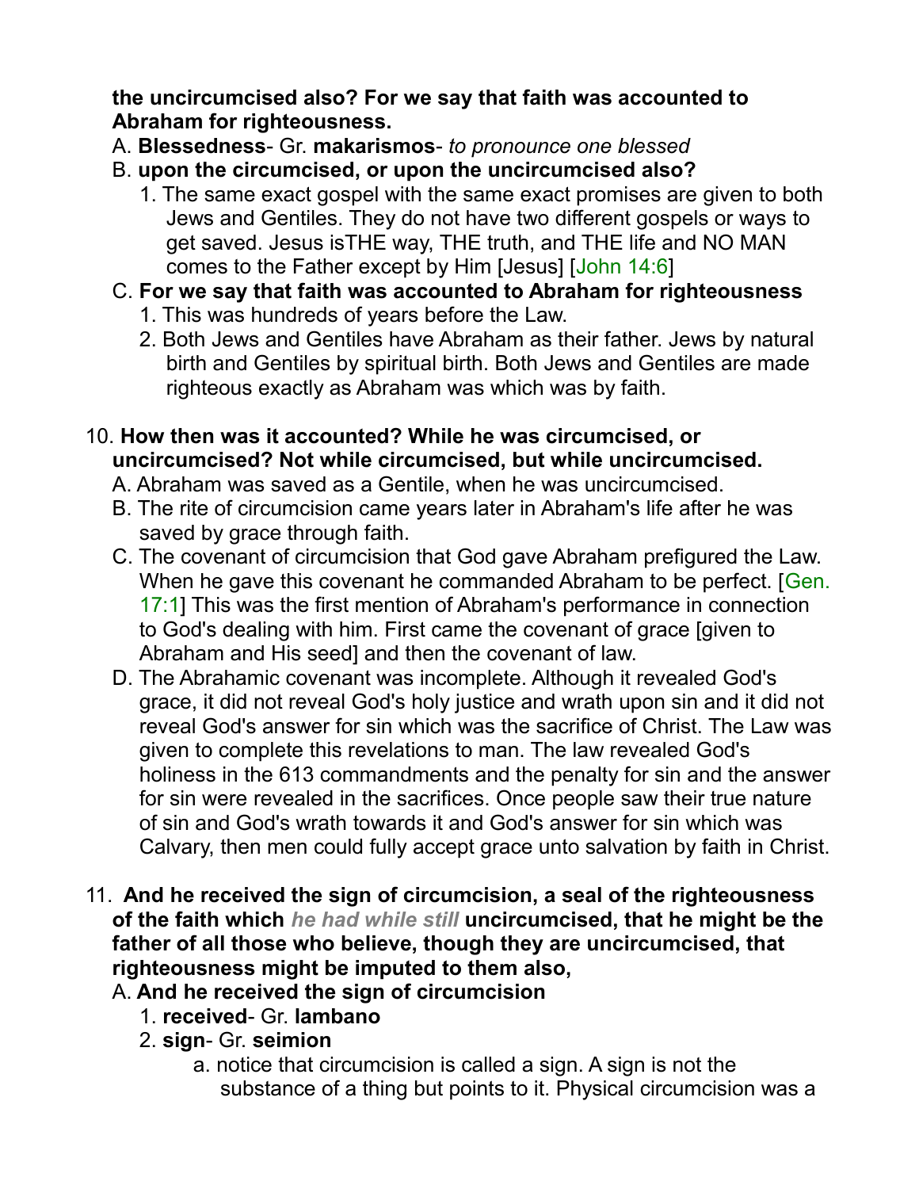**the uncircumcised also? For we say that faith was accounted to Abraham for righteousness.**

A. **Blessedness**- Gr. **makarismos**- *to pronounce one blessed*

B. **upon the circumcised, or upon the uncircumcised also?**

1. The same exact gospel with the same exact promises are given to both Jews and Gentiles. They do not have two different gospels or ways to get saved. Jesus isTHE way, THE truth, and THE life and NO MAN comes to the Father except by Him [Jesus] [John 14:6]

C. **For we say that faith was accounted to Abraham for righteousness**

1. This was hundreds of years before the Law.
2. Both Jews and Gentiles have Abraham as their father. Jews by natural birth and Gentiles by spiritual birth. Both Jews and Gentiles are made righteous exactly as Abraham was which was by faith.

10. **How then was it accounted? While he was circumcised, or uncircumcised? Not while circumcised, but while uncircumcised.**

A. Abraham was saved as a Gentile, when he was uncircumcised.

B. The rite of circumcision came years later in Abraham's life after he was saved by grace through faith.

C. The covenant of circumcision that God gave Abraham prefigured the Law. When he gave this covenant he commanded Abraham to be perfect. [Gen. 17:1] This was the first mention of Abraham's performance in connection to God's dealing with him. First came the covenant of grace [given to Abraham and His seed] and then the covenant of law.

D. The Abrahamic covenant was incomplete. Although it revealed God's grace, it did not reveal God's holy justice and wrath upon sin and it did not reveal God's answer for sin which was the sacrifice of Christ. The Law was given to complete this revelations to man. The law revealed God's holiness in the 613 commandments and the penalty for sin and the answer for sin were revealed in the sacrifices. Once people saw their true nature of sin and God's wrath towards it and God's answer for sin which was Calvary, then men could fully accept grace unto salvation by faith in Christ.

11. **And he received the sign of circumcision, a seal of the righteousness of the faith which *he had while still* uncircumcised, that he might be the father of all those who believe, though they are uncircumcised, that righteousness might be imputed to them also,**

A. **And he received the sign of circumcision**

1. **received**- Gr. **lambano**
2. **sign**- Gr. **seimion**

a. notice that circumcision is called a sign. A sign is not the substance of a thing but points to it. Physical circumcision was a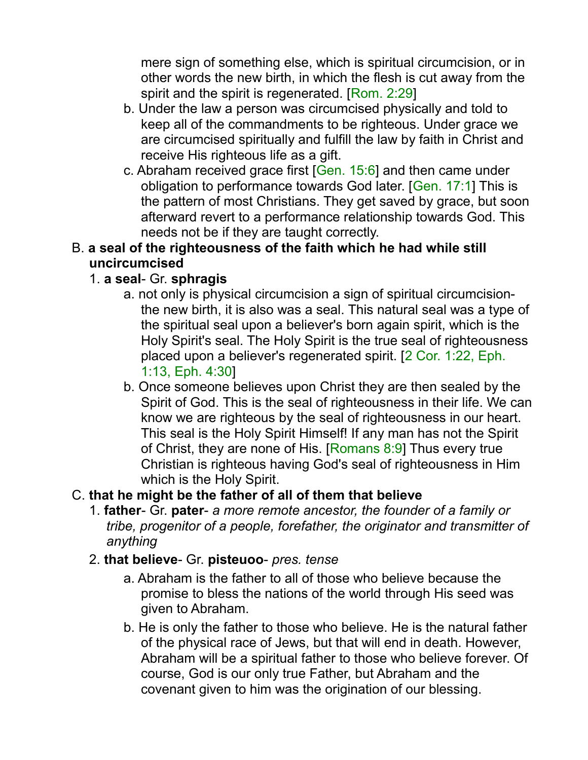mere sign of something else, which is spiritual circumcision, or in other words the new birth, in which the flesh is cut away from the spirit and the spirit is regenerated. [Rom. 2:29]

   b. Under the law a person was circumcised physically and told to keep all of the commandments to be righteous. Under grace we are circumcised spiritually and fulfill the law by faith in Christ and receive His righteous life as a gift.
   c. Abraham received grace first [Gen. 15:6] and then came under obligation to performance towards God later. [Gen. 17:1] This is the pattern of most Christians. They get saved by grace, but soon afterward revert to a performance relationship towards God. This needs not be if they are taught correctly.

B. **a seal of the righteousness of the faith which he had while still uncircumcised**
   1. **a seal**- Gr. **sphragis**
      a. not only is physical circumcision a sign of spiritual circumcision- the new birth, it is also was a seal. This natural seal was a type of the spiritual seal upon a believer's born again spirit, which is the Holy Spirit's seal. The Holy Spirit is the true seal of righteousness placed upon a believer's regenerated spirit. [2 Cor. 1:22, Eph. 1:13, Eph. 4:30]
      b. Once someone believes upon Christ they are then sealed by the Spirit of God. This is the seal of righteousness in their life. We can know we are righteous by the seal of righteousness in our heart. This seal is the Holy Spirit Himself! If any man has not the Spirit of Christ, they are none of His. [Romans 8:9] Thus every true Christian is righteous having God's seal of righteousness in Him which is the Holy Spirit.

C. **that he might be the father of all of them that believe**
   1. **father**- Gr. **pater**- *a more remote ancestor, the founder of a family or tribe, progenitor of a people, forefather, the originator and transmitter of anything*
   2. **that believe**- Gr. **pisteuoo**- *pres. tense*
      a. Abraham is the father to all of those who believe because the promise to bless the nations of the world through His seed was given to Abraham.
      b. He is only the father to those who believe. He is the natural father of the physical race of Jews, but that will end in death. However, Abraham will be a spiritual father to those who believe forever. Of course, God is our only true Father, but Abraham and the covenant given to him was the origination of our blessing.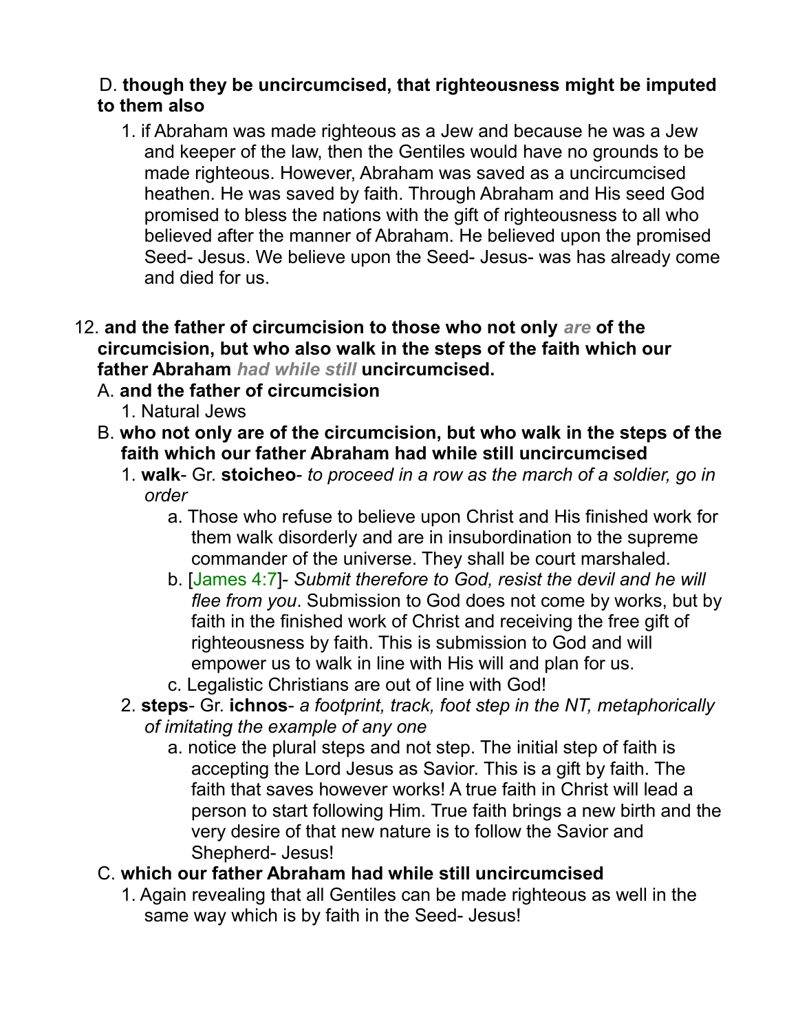D. **though they be uncircumcised, that righteousness might be imputed to them also**

1. if Abraham was made righteous as a Jew and because he was a Jew and keeper of the law, then the Gentiles would have no grounds to be made righteous. However, Abraham was saved as a uncircumcised heathen. He was saved by faith. Through Abraham and His seed God promised to bless the nations with the gift of righteousness to all who believed after the manner of Abraham. He believed upon the promised Seed- Jesus. We believe upon the Seed- Jesus- was has already come and died for us.

12. **and the father of circumcision to those who not only *are* of the circumcision, but who also walk in the steps of the faith which our father Abraham *had while still* uncircumcised.**

A. **and the father of circumcision**

1. Natural Jews

B. **who not only are of the circumcision, but who walk in the steps of the faith which our father Abraham had while still uncircumcised**

1. **walk**- Gr. **stoicheo**- *to proceed in a row as the march of a soldier, go in order*

a. Those who refuse to believe upon Christ and His finished work for them walk disorderly and are in insubordination to the supreme commander of the universe. They shall be court marshaled.

b. [James 4:7]- *Submit therefore to God, resist the devil and he will flee from you*. Submission to God does not come by works, but by faith in the finished work of Christ and receiving the free gift of righteousness by faith. This is submission to God and will empower us to walk in line with His will and plan for us.

c. Legalistic Christians are out of line with God!

2. **steps**- Gr. **ichnos**- *a footprint, track, foot step in the NT, metaphorically of imitating the example of any one*

a. notice the plural steps and not step. The initial step of faith is accepting the Lord Jesus as Savior. This is a gift by faith. The faith that saves however works! A true faith in Christ will lead a person to start following Him. True faith brings a new birth and the very desire of that new nature is to follow the Savior and Shepherd- Jesus!

C. **which our father Abraham had while still uncircumcised**

1. Again revealing that all Gentiles can be made righteous as well in the same way which is by faith in the Seed- Jesus!